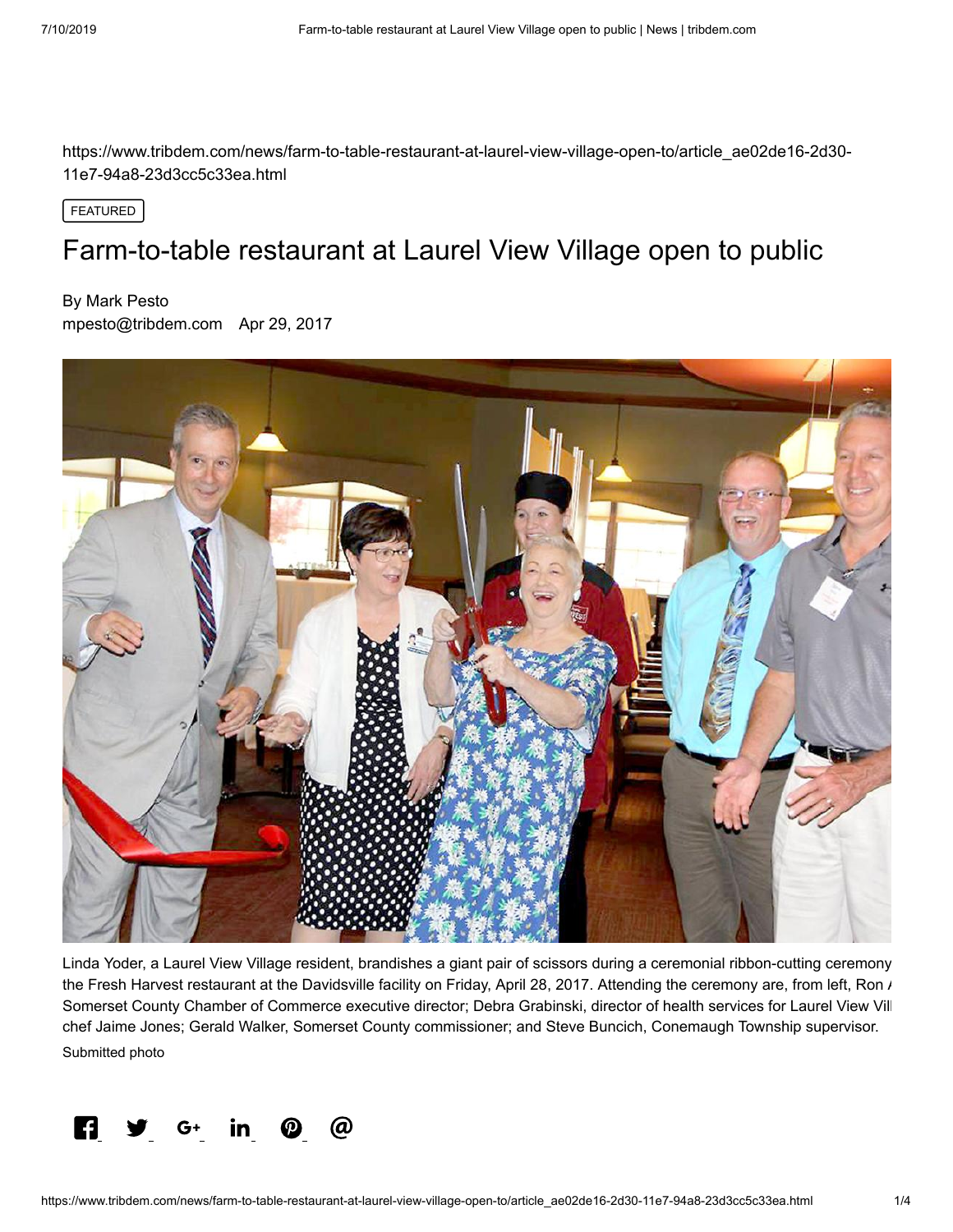https://www.tribdem.com/news/farm-to-table-restaurant-at-laurel-view-village-open-to/article_ae02de16-2d30-11e7-94a8-23d3cc5c33ea.html

FEATURED

# Farm-to-table restaurant at Laurel View Village open to public

By Mark Pesto
mpesto@tribdem.com Apr 29, 2017

Linda Yoder, a Laurel View Village resident, brandishes a giant pair of scissors during a ceremonial ribbon-cutting ceremony the Fresh Harvest restaurant at the Davidsville facility on Friday, April 28, 2017. Attending the ceremony are, from left, Ron A Somerset County Chamber of Commerce executive director; Debra Grabinski, director of health services for Laurel View Vill chef Jaime Jones; Gerald Walker, Somerset County commissioner; and Steve Buncich, Conemaugh Township supervisor.

Submitted photo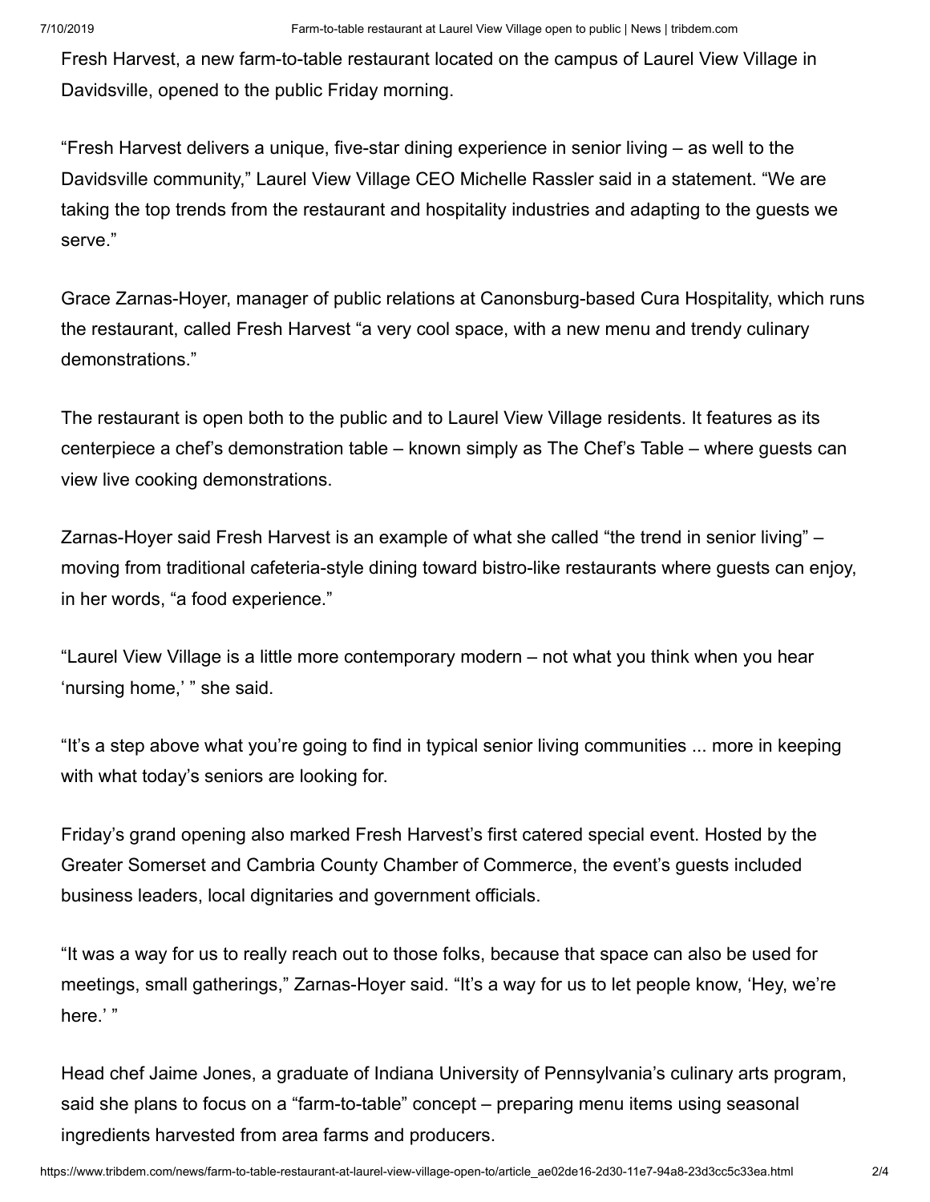Fresh Harvest, a new farm-to-table restaurant located on the campus of Laurel View Village in Davidsville, opened to the public Friday morning.

"Fresh Harvest delivers a unique, five-star dining experience in senior living – as well to the Davidsville community," Laurel View Village CEO Michelle Rassler said in a statement. "We are taking the top trends from the restaurant and hospitality industries and adapting to the guests we serve."

Grace Zarnas-Hoyer, manager of public relations at Canonsburg-based Cura Hospitality, which runs the restaurant, called Fresh Harvest "a very cool space, with a new menu and trendy culinary demonstrations."

The restaurant is open both to the public and to Laurel View Village residents. It features as its centerpiece a chef's demonstration table – known simply as The Chef's Table – where guests can view live cooking demonstrations.

Zarnas-Hoyer said Fresh Harvest is an example of what she called "the trend in senior living" – moving from traditional cafeteria-style dining toward bistro-like restaurants where guests can enjoy, in her words, "a food experience."

"Laurel View Village is a little more contemporary modern – not what you think when you hear 'nursing home,' " she said.

"It's a step above what you're going to find in typical senior living communities ... more in keeping with what today's seniors are looking for.

Friday's grand opening also marked Fresh Harvest's first catered special event. Hosted by the Greater Somerset and Cambria County Chamber of Commerce, the event's guests included business leaders, local dignitaries and government officials.

"It was a way for us to really reach out to those folks, because that space can also be used for meetings, small gatherings," Zarnas-Hoyer said. "It's a way for us to let people know, 'Hey, we're here.' "

Head chef Jaime Jones, a graduate of Indiana University of Pennsylvania's culinary arts program, said she plans to focus on a "farm-to-table" concept – preparing menu items using seasonal ingredients harvested from area farms and producers.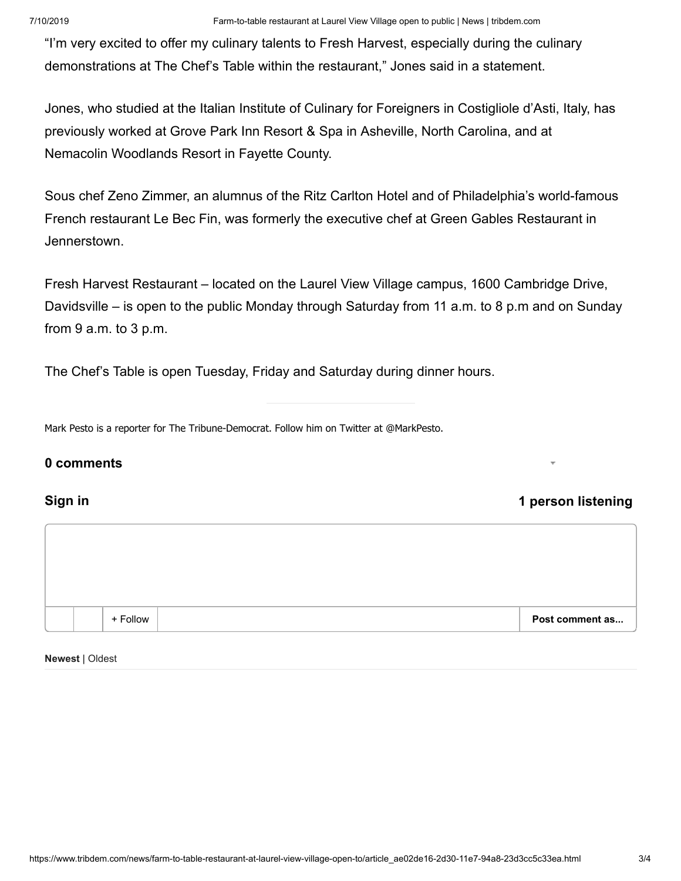"I'm very excited to offer my culinary talents to Fresh Harvest, especially during the culinary demonstrations at The Chef's Table within the restaurant," Jones said in a statement.

Jones, who studied at the Italian Institute of Culinary for Foreigners in Costigliole d'Asti, Italy, has previously worked at Grove Park Inn Resort & Spa in Asheville, North Carolina, and at Nemacolin Woodlands Resort in Fayette County.

Sous chef Zeno Zimmer, an alumnus of the Ritz Carlton Hotel and of Philadelphia's world-famous French restaurant Le Bec Fin, was formerly the executive chef at Green Gables Restaurant in Jennerstown.

Fresh Harvest Restaurant – located on the Laurel View Village campus, 1600 Cambridge Drive, Davidsville – is open to the public Monday through Saturday from 11 a.m. to 8 p.m and on Sunday from 9 a.m. to 3 p.m.

The Chef's Table is open Tuesday, Friday and Saturday during dinner hours.

Mark Pesto is a reporter for The Tribune-Democrat. Follow him on Twitter at @MarkPesto.

**0 comments**

**Sign in** **1 person listening**

+ Follow **Post comment as...**

**Newest** | Oldest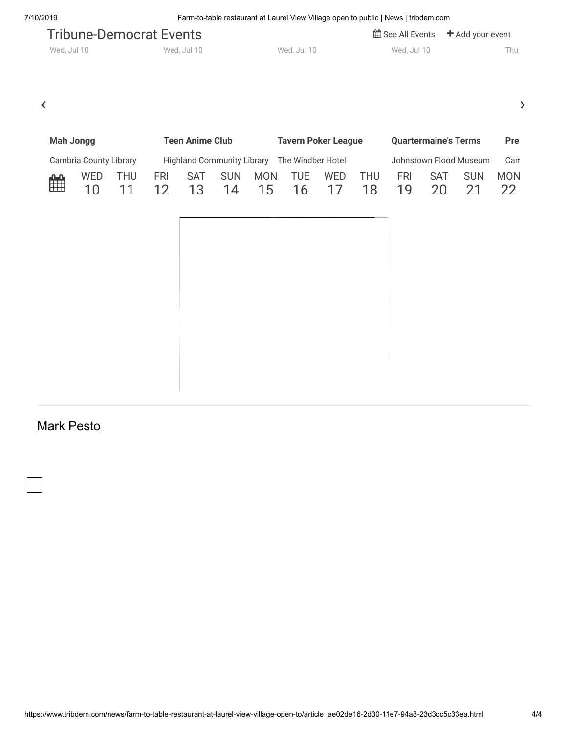Tribune-Democrat Events

See All Events    Add your event

Wed, Jul 10 | Wed, Jul 10 | Wed, Jul 10 | Wed, Jul 10 | Thu,

**Mah Jongg**

Cambria County Library

**Teen Anime Club**

Highland Community Library

**Tavern Poker League**

The Windber Hotel

**Quartermaine's Terms**

Johnstown Flood Museum

**Pre**

Cam

| WED | THU | FRI | SAT | SUN | MON | TUE | WED | THU | FRI | SAT | SUN | MON |
| --- | --- | --- | --- | --- | --- | --- | --- | --- | --- | --- | --- | --- |
| 10 | 11 | 12 | 13 | 14 | 15 | 16 | 17 | 18 | 19 | 20 | 21 | 22 |

Mark Pesto